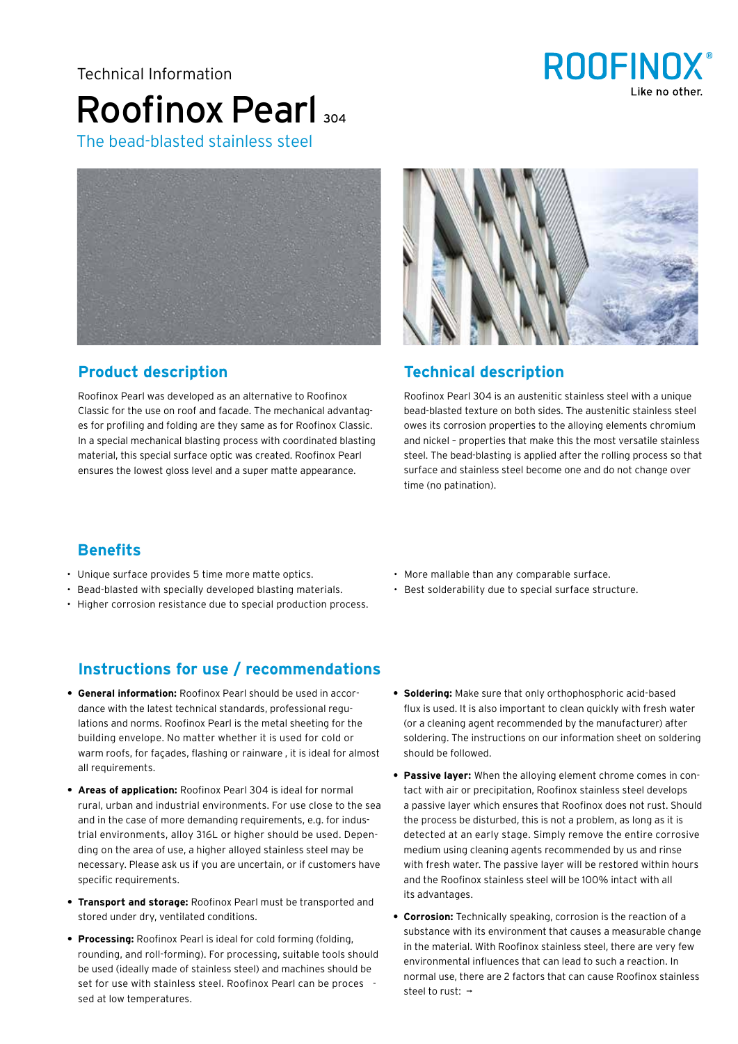Technical Information

# Roofinox Pearl 304

The bead-blasted stainless steel

ROOFINOX®
Like no other.

## Product description

Roofinox Pearl was developed as an alternative to Roofinox Classic for the use on roof and facade. The mechanical advantages for profiling and folding are they same as for Roofinox Classic. In a special mechanical blasting process with coordinated blasting material, this special surface optic was created. Roofinox Pearl ensures the lowest gloss level and a super matte appearance.

## Technical description

Roofinox Pearl 304 is an austenitic stainless steel with a unique bead-blasted texture on both sides. The austenitic stainless steel owes its corrosion properties to the alloying elements chromium and nickel – properties that make this the most versatile stainless steel. The bead-blasting is applied after the rolling process so that surface and stainless steel become one and do not change over time (no patination).

## Benefits

- Unique surface provides 5 time more matte optics.
- Bead-blasted with specially developed blasting materials.
- Higher corrosion resistance due to special production process.
- More mallable than any comparable surface.
- Best solderability due to special surface structure.

## Instructions for use / recommendations

- **General information:** Roofinox Pearl should be used in accordance with the latest technical standards, professional regulations and norms. Roofinox Pearl is the metal sheeting for the building envelope. No matter whether it is used for cold or warm roofs, for façades, flashing or rainware , it is ideal for almost all requirements.
- **Areas of application:** Roofinox Pearl 304 is ideal for normal rural, urban and industrial environments. For use close to the sea and in the case of more demanding requirements, e.g. for industrial environments, alloy 316L or higher should be used. Depending on the area of use, a higher alloyed stainless steel may be necessary. Please ask us if you are uncertain, or if customers have specific requirements.
- **Transport and storage:** Roofinox Pearl must be transported and stored under dry, ventilated conditions.
- **Processing:** Roofinox Pearl is ideal for cold forming (folding, rounding, and roll-forming). For processing, suitable tools should be used (ideally made of stainless steel) and machines should be set for use with stainless steel. Roofinox Pearl can be processed at low temperatures.
- **Soldering:** Make sure that only orthophosphoric acid-based flux is used. It is also important to clean quickly with fresh water (or a cleaning agent recommended by the manufacturer) after soldering. The instructions on our information sheet on soldering should be followed.
- **Passive layer:** When the alloying element chrome comes in contact with air or precipitation, Roofinox stainless steel develops a passive layer which ensures that Roofinox does not rust. Should the process be disturbed, this is not a problem, as long as it is detected at an early stage. Simply remove the entire corrosive medium using cleaning agents recommended by us and rinse with fresh water. The passive layer will be restored within hours and the Roofinox stainless steel will be 100% intact with all its advantages.
- **Corrosion:** Technically speaking, corrosion is the reaction of a substance with its environment that causes a measurable change in the material. With Roofinox stainless steel, there are very few environmental influences that can lead to such a reaction. In normal use, there are 2 factors that can cause Roofinox stainless steel to rust: →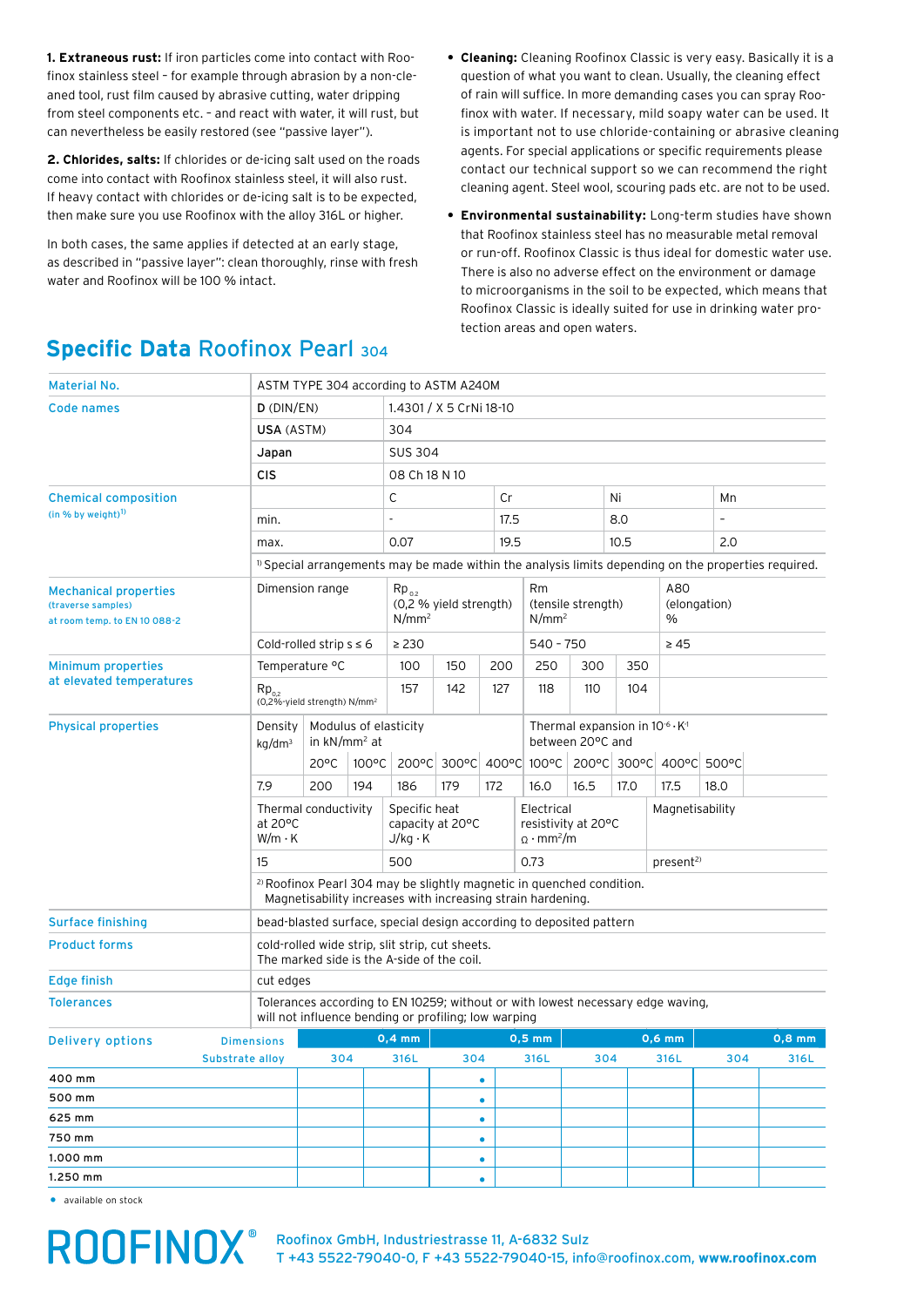**1. Extraneous rust:** If iron particles come into contact with Roofinox stainless steel – for example through abrasion by a non-cleaned tool, rust film caused by abrasive cutting, water dripping from steel components etc. – and react with water, it will rust, but can nevertheless be easily restored (see "passive layer").

**2. Chlorides, salts:** If chlorides or de-icing salt used on the roads come into contact with Roofinox stainless steel, it will also rust. If heavy contact with chlorides or de-icing salt is to be expected, then make sure you use Roofinox with the alloy 316L or higher.

In both cases, the same applies if detected at an early stage, as described in "passive layer": clean thoroughly, rinse with fresh water and Roofinox will be 100 % intact.

- **Cleaning:** Cleaning Roofinox Classic is very easy. Basically it is a question of what you want to clean. Usually, the cleaning effect of rain will suffice. In more demanding cases you can spray Roofinox with water. If necessary, mild soapy water can be used. It is important not to use chloride-containing or abrasive cleaning agents. For special applications or specific requirements please contact our technical support so we can recommend the right cleaning agent. Steel wool, scouring pads etc. are not to be used.
- **Environmental sustainability:** Long-term studies have shown that Roofinox stainless steel has no measurable metal removal or run-off. Roofinox Classic is thus ideal for domestic water use. There is also no adverse effect on the environment or damage to microorganisms in the soil to be expected, which means that Roofinox Classic is ideally suited for use in drinking water protection areas and open waters.

## Specific Data Roofinox Pearl 304

| | | |
|---|---|---|
| Material No. | ASTM TYPE 304 according to ASTM A240M | |
| Code names | **D** (DIN/EN) | 1.4301 / X 5 CrNi 18-10 |
| | **USA** (ASTM) | 304 |
| | **Japan** | SUS 304 |
| | **CIS** | 08 Ch 18 N 10 |

| Chemical composition (in % by weight)[1] | | C | Cr | Ni | Mn |
|---|---|---|---|---|---|
| | min. | - | 17.5 | 8.0 | - |
| | max. | 0.07 | 19.5 | 10.5 | 2.0 |

[1] Special arrangements may be made within the analysis limits depending on the properties required.

| Mechanical properties (traverse samples) at room temp. to EN 10 088-2 | Dimension range | $Rp_{0.2}$ (0,2 % yield strength) N/mm² | Rm (tensile strength) N/mm² | A80 (elongation) % |
|---|---|---|---|---|
| | Cold-rolled strip s ≤ 6 | ≥ 230 | 540 - 750 | ≥ 45 |

| Minimum properties at elevated temperatures | | | | | | |
|---|---|---|---|---|---|---|
| Temperature °C | 100 | 150 | 200 | 250 | 300 | 350 |
| $Rp_{0.2}$ (0,2%-yield strength) N/mm² | 157 | 142 | 127 | 118 | 110 | 104 |

| Physical properties | Density kg/dm³ | Modulus of elasticity in kN/mm² at 20°C | 100°C | 200°C | 300°C | 400°C | Thermal expansion in $10^{-6} \cdot K^{-1}$ between 20°C and 100°C | 200°C | 300°C | 400°C | 500°C |
|---|---|---|---|---|---|---|---|---|---|---|---|
| | 7.9 | 200 | 194 | 186 | 179 | 172 | 16.0 | 16.5 | 17.0 | 17.5 | 18.0 |

| Thermal conductivity at 20°C W/m · K | Specific heat capacity at 20°C J/kg · K | Electrical resistivity at 20°C Ω · mm²/m | Magnetisability |
|---|---|---|---|
| 15 | 500 | 0.73 | present[2] |

[2] Roofinox Pearl 304 may be slightly magnetic in quenched condition. Magnetisability increases with increasing strain hardening.

| | |
|---|---|
| Surface finishing | bead-blasted surface, special design according to deposited pattern |
| Product forms | cold-rolled wide strip, slit strip, cut sheets. The marked side is the A-side of the coil. |
| Edge finish | cut edges |
| Tolerances | Tolerances according to EN 10259; without or with lowest necessary edge waving, will not influence bending or profiling; low warping |

| Delivery options – Dimensions | 0,4 mm | | 0,5 mm | | 0,6 mm | | 0,8 mm | |
|---|---|---|---|---|---|---|---|---|
| Substrate alloy | 304 | 316L | 304 | 316L | 304 | 316L | 304 | 316L |
| 400 mm | | | • | | | | | |
| 500 mm | | | • | | | | | |
| 625 mm | | | • | | | | | |
| 750 mm | | | • | | | | | |
| 1.000 mm | | | • | | | | | |
| 1.250 mm | | | • | | | | | |

• available on stock

ROOFINOX®

Roofinox GmbH, Industriestrasse 11, A-6832 Sulz
T +43 5522-79040-0, F +43 5522-79040-15, info@roofinox.com, **www.roofinox.com**